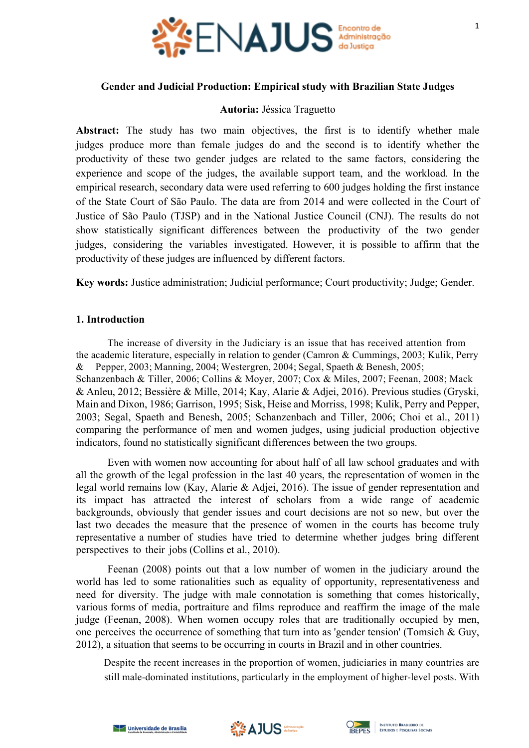**Gender and Judicial Production: Empirical study with Brazilian State Judges**

**Autoria:** Jéssica Traguetto

**Abstract:** The study has two main objectives, the first is to identify whether male judges produce more than female judges do and the second is to identify whether the productivity of these two gender judges are related to the same factors, considering the experience and scope of the judges, the available support team, and the workload. In the empirical research, secondary data were used referring to 600 judges holding the first instance of the State Court of São Paulo. The data are from 2014 and were collected in the Court of Justice of São Paulo (TJSP) and in the National Justice Council (CNJ). The results do not show statistically significant differences between the productivity of the two gender judges, considering the variables investigated. However, it is possible to affirm that the productivity of these judges are influenced by different factors.

**Key words:** Justice administration; Judicial performance; Court productivity; Judge; Gender.

## 1. Introduction

The increase of diversity in the Judiciary is an issue that has received attention from the academic literature, especially in relation to gender (Camron & Cummings, 2003; Kulik, Perry & Pepper, 2003; Manning, 2004; Westergren, 2004; Segal, Spaeth & Benesh, 2005; Schanzenbach & Tiller, 2006; Collins & Moyer, 2007; Cox & Miles, 2007; Feenan, 2008; Mack & Anleu, 2012; Bessière & Mille, 2014; Kay, Alarie & Adjei, 2016). Previous studies (Gryski, Main and Dixon, 1986; Garrison, 1995; Sisk, Heise and Morriss, 1998; Kulik, Perry and Pepper, 2003; Segal, Spaeth and Benesh, 2005; Schanzenbach and Tiller, 2006; Choi et al., 2011) comparing the performance of men and women judges, using judicial production objective indicators, found no statistically significant differences between the two groups.

Even with women now accounting for about half of all law school graduates and with all the growth of the legal profession in the last 40 years, the representation of women in the legal world remains low (Kay, Alarie & Adjei, 2016). The issue of gender representation and its impact has attracted the interest of scholars from a wide range of academic backgrounds, obviously that gender issues and court decisions are not so new, but over the last two decades the measure that the presence of women in the courts has become truly representative a number of studies have tried to determine whether judges bring different perspectives to their jobs (Collins et al., 2010).

Feenan (2008) points out that a low number of women in the judiciary around the world has led to some rationalities such as equality of opportunity, representativeness and need for diversity. The judge with male connotation is something that comes historically, various forms of media, portraiture and films reproduce and reaffirm the image of the male judge (Feenan, 2008). When women occupy roles that are traditionally occupied by men, one perceives the occurrence of something that turn into as 'gender tension' (Tomsich & Guy, 2012), a situation that seems to be occurring in courts in Brazil and in other countries.

> Despite the recent increases in the proportion of women, judiciaries in many countries are still male-dominated institutions, particularly in the employment of higher-level posts. With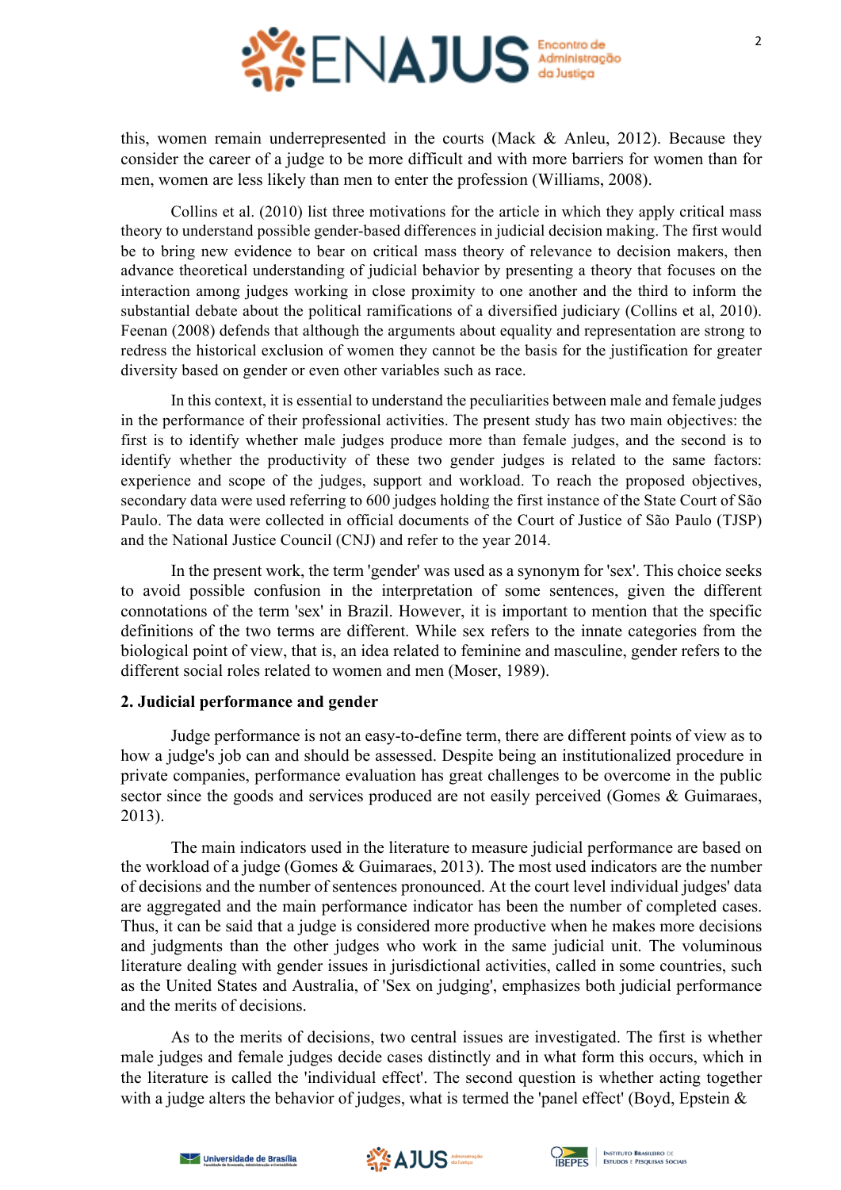this, women remain underrepresented in the courts (Mack & Anleu, 2012). Because they consider the career of a judge to be more difficult and with more barriers for women than for men, women are less likely than men to enter the profession (Williams, 2008).

Collins et al. (2010) list three motivations for the article in which they apply critical mass theory to understand possible gender-based differences in judicial decision making. The first would be to bring new evidence to bear on critical mass theory of relevance to decision makers, then advance theoretical understanding of judicial behavior by presenting a theory that focuses on the interaction among judges working in close proximity to one another and the third to inform the substantial debate about the political ramifications of a diversified judiciary (Collins et al, 2010). Feenan (2008) defends that although the arguments about equality and representation are strong to redress the historical exclusion of women they cannot be the basis for the justification for greater diversity based on gender or even other variables such as race.

In this context, it is essential to understand the peculiarities between male and female judges in the performance of their professional activities. The present study has two main objectives: the first is to identify whether male judges produce more than female judges, and the second is to identify whether the productivity of these two gender judges is related to the same factors: experience and scope of the judges, support and workload. To reach the proposed objectives, secondary data were used referring to 600 judges holding the first instance of the State Court of São Paulo. The data were collected in official documents of the Court of Justice of São Paulo (TJSP) and the National Justice Council (CNJ) and refer to the year 2014.

In the present work, the term 'gender' was used as a synonym for 'sex'. This choice seeks to avoid possible confusion in the interpretation of some sentences, given the different connotations of the term 'sex' in Brazil. However, it is important to mention that the specific definitions of the two terms are different. While sex refers to the innate categories from the biological point of view, that is, an idea related to feminine and masculine, gender refers to the different social roles related to women and men (Moser, 1989).

## 2. Judicial performance and gender

Judge performance is not an easy-to-define term, there are different points of view as to how a judge's job can and should be assessed. Despite being an institutionalized procedure in private companies, performance evaluation has great challenges to be overcome in the public sector since the goods and services produced are not easily perceived (Gomes & Guimaraes, 2013).

The main indicators used in the literature to measure judicial performance are based on the workload of a judge (Gomes & Guimaraes, 2013). The most used indicators are the number of decisions and the number of sentences pronounced. At the court level individual judges' data are aggregated and the main performance indicator has been the number of completed cases. Thus, it can be said that a judge is considered more productive when he makes more decisions and judgments than the other judges who work in the same judicial unit. The voluminous literature dealing with gender issues in jurisdictional activities, called in some countries, such as the United States and Australia, of 'Sex on judging', emphasizes both judicial performance and the merits of decisions.

As to the merits of decisions, two central issues are investigated. The first is whether male judges and female judges decide cases distinctly and in what form this occurs, which in the literature is called the 'individual effect'. The second question is whether acting together with a judge alters the behavior of judges, what is termed the 'panel effect' (Boyd, Epstein &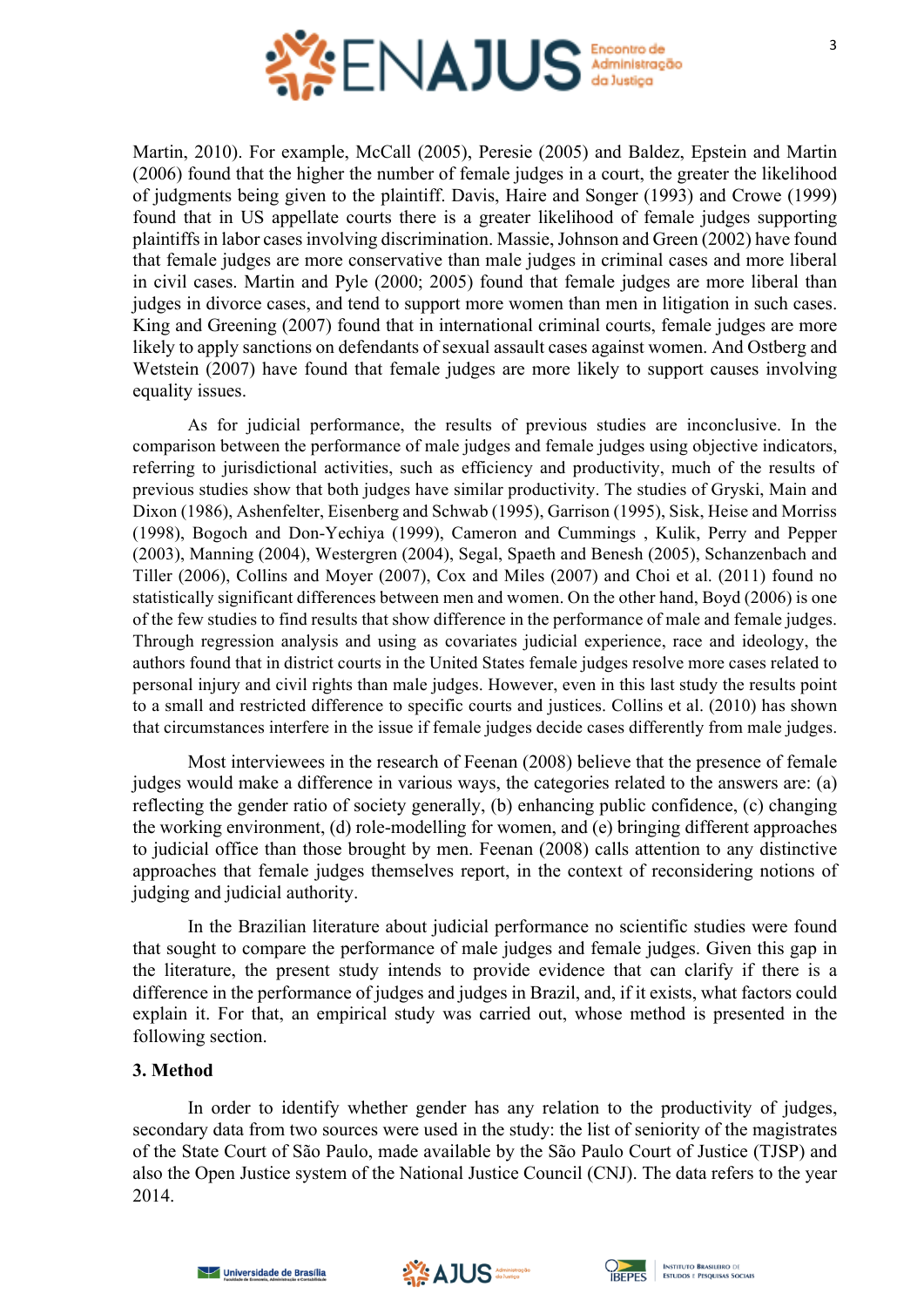Martin, 2010). For example, McCall (2005), Peresie (2005) and Baldez, Epstein and Martin (2006) found that the higher the number of female judges in a court, the greater the likelihood of judgments being given to the plaintiff. Davis, Haire and Songer (1993) and Crowe (1999) found that in US appellate courts there is a greater likelihood of female judges supporting plaintiffs in labor cases involving discrimination. Massie, Johnson and Green (2002) have found that female judges are more conservative than male judges in criminal cases and more liberal in civil cases. Martin and Pyle (2000; 2005) found that female judges are more liberal than judges in divorce cases, and tend to support more women than men in litigation in such cases. King and Greening (2007) found that in international criminal courts, female judges are more likely to apply sanctions on defendants of sexual assault cases against women. And Ostberg and Wetstein (2007) have found that female judges are more likely to support causes involving equality issues.

As for judicial performance, the results of previous studies are inconclusive. In the comparison between the performance of male judges and female judges using objective indicators, referring to jurisdictional activities, such as efficiency and productivity, much of the results of previous studies show that both judges have similar productivity. The studies of Gryski, Main and Dixon (1986), Ashenfelter, Eisenberg and Schwab (1995), Garrison (1995), Sisk, Heise and Morriss (1998), Bogoch and Don-Yechiya (1999), Cameron and Cummings , Kulik, Perry and Pepper (2003), Manning (2004), Westergren (2004), Segal, Spaeth and Benesh (2005), Schanzenbach and Tiller (2006), Collins and Moyer (2007), Cox and Miles (2007) and Choi et al. (2011) found no statistically significant differences between men and women. On the other hand, Boyd (2006) is one of the few studies to find results that show difference in the performance of male and female judges. Through regression analysis and using as covariates judicial experience, race and ideology, the authors found that in district courts in the United States female judges resolve more cases related to personal injury and civil rights than male judges. However, even in this last study the results point to a small and restricted difference to specific courts and justices. Collins et al. (2010) has shown that circumstances interfere in the issue if female judges decide cases differently from male judges.

Most interviewees in the research of Feenan (2008) believe that the presence of female judges would make a difference in various ways, the categories related to the answers are: (a) reflecting the gender ratio of society generally, (b) enhancing public confidence, (c) changing the working environment, (d) role-modelling for women, and (e) bringing different approaches to judicial office than those brought by men. Feenan (2008) calls attention to any distinctive approaches that female judges themselves report, in the context of reconsidering notions of judging and judicial authority.

In the Brazilian literature about judicial performance no scientific studies were found that sought to compare the performance of male judges and female judges. Given this gap in the literature, the present study intends to provide evidence that can clarify if there is a difference in the performance of judges and judges in Brazil, and, if it exists, what factors could explain it. For that, an empirical study was carried out, whose method is presented in the following section.

## 3. Method

In order to identify whether gender has any relation to the productivity of judges, secondary data from two sources were used in the study: the list of seniority of the magistrates of the State Court of São Paulo, made available by the São Paulo Court of Justice (TJSP) and also the Open Justice system of the National Justice Council (CNJ). The data refers to the year 2014.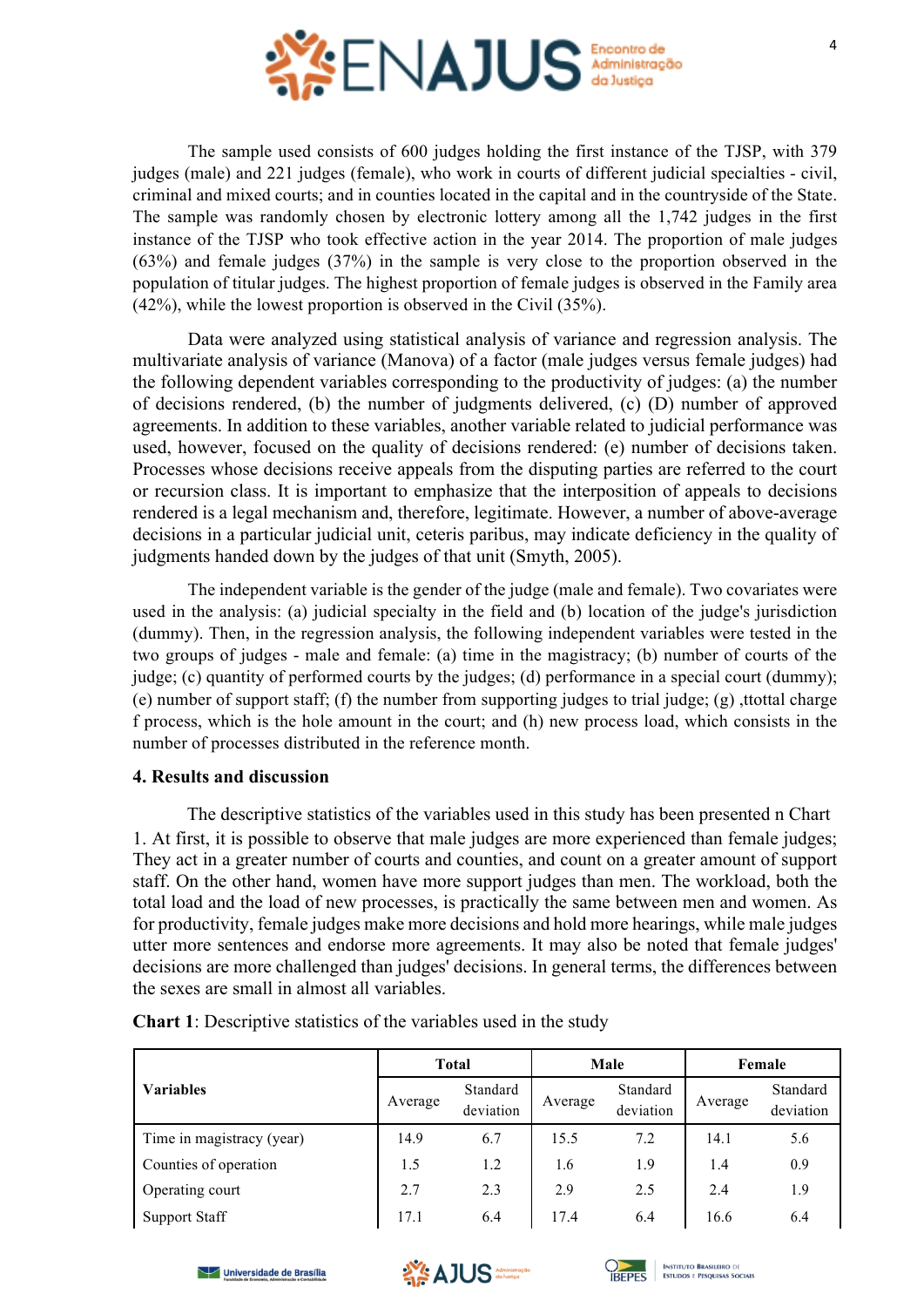The sample used consists of 600 judges holding the first instance of the TJSP, with 379 judges (male) and 221 judges (female), who work in courts of different judicial specialties - civil, criminal and mixed courts; and in counties located in the capital and in the countryside of the State. The sample was randomly chosen by electronic lottery among all the 1,742 judges in the first instance of the TJSP who took effective action in the year 2014. The proportion of male judges (63%) and female judges (37%) in the sample is very close to the proportion observed in the population of titular judges. The highest proportion of female judges is observed in the Family area (42%), while the lowest proportion is observed in the Civil (35%).

Data were analyzed using statistical analysis of variance and regression analysis. The multivariate analysis of variance (Manova) of a factor (male judges versus female judges) had the following dependent variables corresponding to the productivity of judges: (a) the number of decisions rendered, (b) the number of judgments delivered, (c) (D) number of approved agreements. In addition to these variables, another variable related to judicial performance was used, however, focused on the quality of decisions rendered: (e) number of decisions taken. Processes whose decisions receive appeals from the disputing parties are referred to the court or recursion class. It is important to emphasize that the interposition of appeals to decisions rendered is a legal mechanism and, therefore, legitimate. However, a number of above-average decisions in a particular judicial unit, ceteris paribus, may indicate deficiency in the quality of judgments handed down by the judges of that unit (Smyth, 2005).

The independent variable is the gender of the judge (male and female). Two covariates were used in the analysis: (a) judicial specialty in the field and (b) location of the judge's jurisdiction (dummy). Then, in the regression analysis, the following independent variables were tested in the two groups of judges - male and female: (a) time in the magistracy; (b) number of courts of the judge; (c) quantity of performed courts by the judges; (d) performance in a special court (dummy); (e) number of support staff; (f) the number from supporting judges to trial judge; (g) ,ttottal charge f process, which is the hole amount in the court; and (h) new process load, which consists in the number of processes distributed in the reference month.

## 4. Results and discussion

The descriptive statistics of the variables used in this study has been presented n Chart 1. At first, it is possible to observe that male judges are more experienced than female judges; They act in a greater number of courts and counties, and count on a greater amount of support staff. On the other hand, women have more support judges than men. The workload, both the total load and the load of new processes, is practically the same between men and women. As for productivity, female judges make more decisions and hold more hearings, while male judges utter more sentences and endorse more agreements. It may also be noted that female judges' decisions are more challenged than judges' decisions. In general terms, the differences between the sexes are small in almost all variables.

**Chart 1**: Descriptive statistics of the variables used in the study

| **Variables** | **Total** | | **Male** | | **Female** | |
|---|---|---|---|---|---|---|
| | Average | Standard deviation | Average | Standard deviation | Average | Standard deviation |
| Time in magistracy (year) | 14.9 | 6.7 | 15.5 | 7.2 | 14.1 | 5.6 |
| Counties of operation | 1.5 | 1.2 | 1.6 | 1.9 | 1.4 | 0.9 |
| Operating court | 2.7 | 2.3 | 2.9 | 2.5 | 2.4 | 1.9 |
| Support Staff | 17.1 | 6.4 | 17.4 | 6.4 | 16.6 | 6.4 |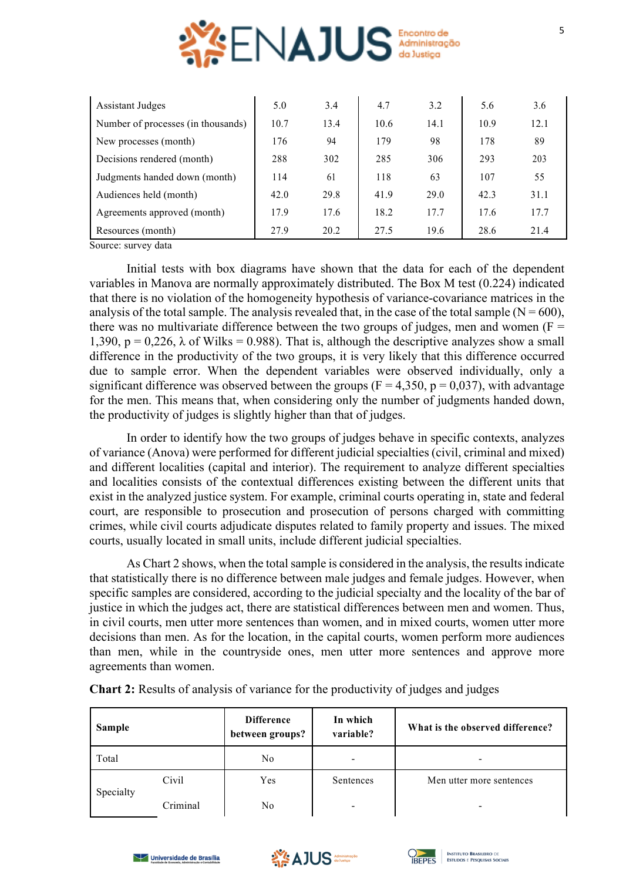| | | | | | | |
|---|---|---|---|---|---|---|
| Assistant Judges | 5.0 | 3.4 | 4.7 | 3.2 | 5.6 | 3.6 |
| Number of processes (in thousands) | 10.7 | 13.4 | 10.6 | 14.1 | 10.9 | 12.1 |
| New processes (month) | 176 | 94 | 179 | 98 | 178 | 89 |
| Decisions rendered (month) | 288 | 302 | 285 | 306 | 293 | 203 |
| Judgments handed down (month) | 114 | 61 | 118 | 63 | 107 | 55 |
| Audiences held (month) | 42.0 | 29.8 | 41.9 | 29.0 | 42.3 | 31.1 |
| Agreements approved (month) | 17.9 | 17.6 | 18.2 | 17.7 | 17.6 | 17.7 |
| Resources (month) | 27.9 | 20.2 | 27.5 | 19.6 | 28.6 | 21.4 |

Source: survey data

Initial tests with box diagrams have shown that the data for each of the dependent variables in Manova are normally approximately distributed. The Box M test (0.224) indicated that there is no violation of the homogeneity hypothesis of variance-covariance matrices in the analysis of the total sample. The analysis revealed that, in the case of the total sample (N = 600), there was no multivariate difference between the two groups of judges, men and women (F = 1,390, p = 0,226, λ of Wilks = 0.988). That is, although the descriptive analyzes show a small difference in the productivity of the two groups, it is very likely that this difference occurred due to sample error. When the dependent variables were observed individually, only a significant difference was observed between the groups (F = 4,350, p = 0,037), with advantage for the men. This means that, when considering only the number of judgments handed down, the productivity of judges is slightly higher than that of judges.

In order to identify how the two groups of judges behave in specific contexts, analyzes of variance (Anova) were performed for different judicial specialties (civil, criminal and mixed) and different localities (capital and interior). The requirement to analyze different specialties and localities consists of the contextual differences existing between the different units that exist in the analyzed justice system. For example, criminal courts operating in, state and federal court, are responsible to prosecution and prosecution of persons charged with committing crimes, while civil courts adjudicate disputes related to family property and issues. The mixed courts, usually located in small units, include different judicial specialties.

As Chart 2 shows, when the total sample is considered in the analysis, the results indicate that statistically there is no difference between male judges and female judges. However, when specific samples are considered, according to the judicial specialty and the locality of the bar of justice in which the judges act, there are statistical differences between men and women. Thus, in civil courts, men utter more sentences than women, and in mixed courts, women utter more decisions than men. As for the location, in the capital courts, women perform more audiences than men, while in the countryside ones, men utter more sentences and approve more agreements than women.

**Chart 2:** Results of analysis of variance for the productivity of judges and judges

| Sample | | Difference between groups? | In which variable? | What is the observed difference? |
|---|---|---|---|---|
| Total | | No | - | - |
| Specialty | Civil | Yes | Sentences | Men utter more sentences |
| | Criminal | No | - | - |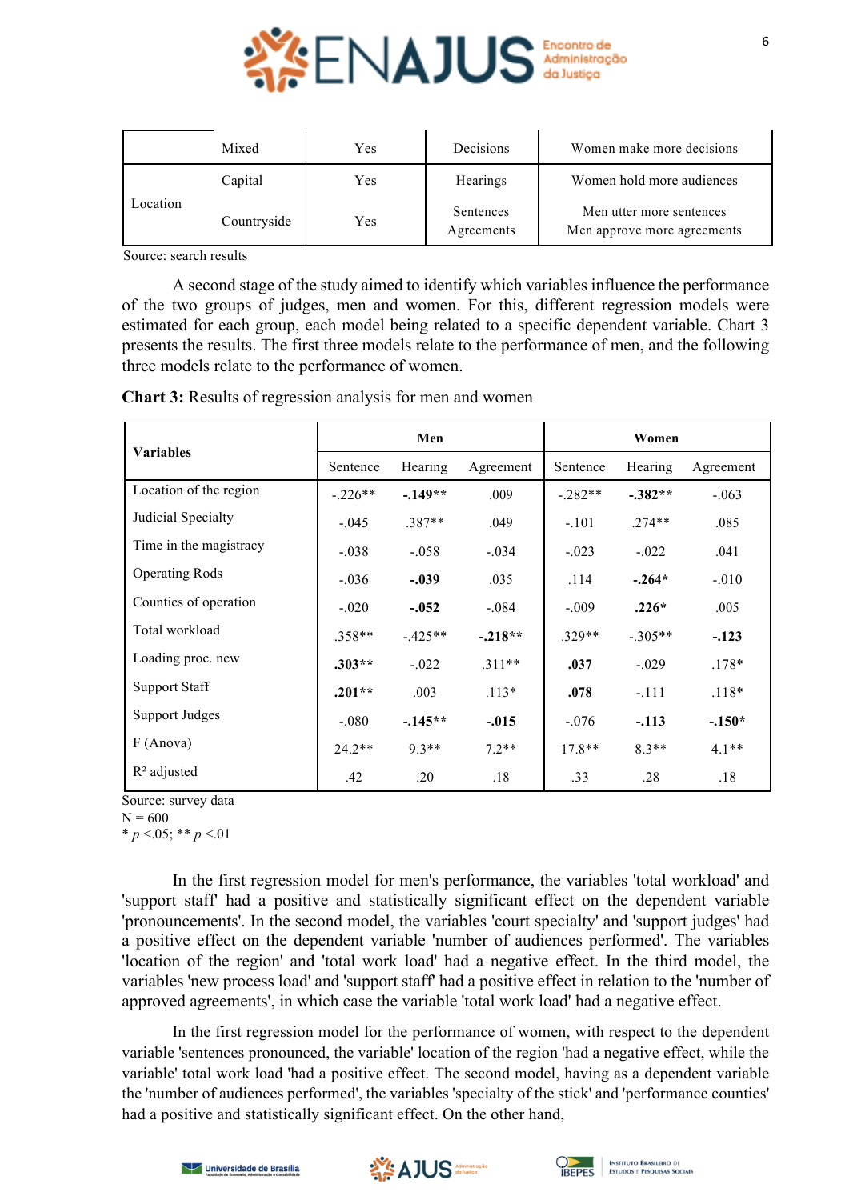|  | Mixed | Yes | Decisions | Women make more decisions |
|---|---|---|---|---|
| Location | Capital | Yes | Hearings | Women hold more audiences |
|  | Countryside | Yes | Sentences<br>Agreements | Men utter more sentences<br>Men approve more agreements |

Source: search results

A second stage of the study aimed to identify which variables influence the performance of the two groups of judges, men and women. For this, different regression models were estimated for each group, each model being related to a specific dependent variable. Chart 3 presents the results. The first three models relate to the performance of men, and the following three models relate to the performance of women.

**Chart 3:** Results of regression analysis for men and women

| **Variables** | **Men** | | | **Women** | | |
|---|---|---|---|---|---|---|
| | Sentence | Hearing | Agreement | Sentence | Hearing | Agreement |
| Location of the region | -.226** | **-.149**** | .009 | -.282** | **-.382**** | -.063 |
| Judicial Specialty | -.045 | .387** | .049 | -.101 | .274** | .085 |
| Time in the magistracy | -.038 | -.058 | -.034 | -.023 | -.022 | .041 |
| Operating Rods | -.036 | **-.039** | .035 | .114 | **-.264*** | -.010 |
| Counties of operation | -.020 | **-.052** | -.084 | -.009 | **.226*** | .005 |
| Total workload | .358** | -.425** | **-.218**** | .329** | -.305** | **-.123** |
| Loading proc. new | **.303**** | -.022 | .311** | **.037** | -.029 | .178* |
| Support Staff | **.201**** | .003 | .113* | **.078** | -.111 | .118* |
| Support Judges | -.080 | **-.145**** | **-.015** | -.076 | **-.113** | **-.150*** |
| F (Anova) | 24.2** | 9.3** | 7.2** | 17.8** | 8.3** | 4.1** |
| $R^2$ adjusted | .42 | .20 | .18 | .33 | .28 | .18 |

Source: survey data
N = 600
* $p < .05$; ** $p < .01$

In the first regression model for men's performance, the variables 'total workload' and 'support staff' had a positive and statistically significant effect on the dependent variable 'pronouncements'. In the second model, the variables 'court specialty' and 'support judges' had a positive effect on the dependent variable 'number of audiences performed'. The variables 'location of the region' and 'total work load' had a negative effect. In the third model, the variables 'new process load' and 'support staff' had a positive effect in relation to the 'number of approved agreements', in which case the variable 'total work load' had a negative effect.

In the first regression model for the performance of women, with respect to the dependent variable 'sentences pronounced, the variable' location of the region 'had a negative effect, while the variable' total work load 'had a positive effect. The second model, having as a dependent variable the 'number of audiences performed', the variables 'specialty of the stick' and 'performance counties' had a positive and statistically significant effect. On the other hand,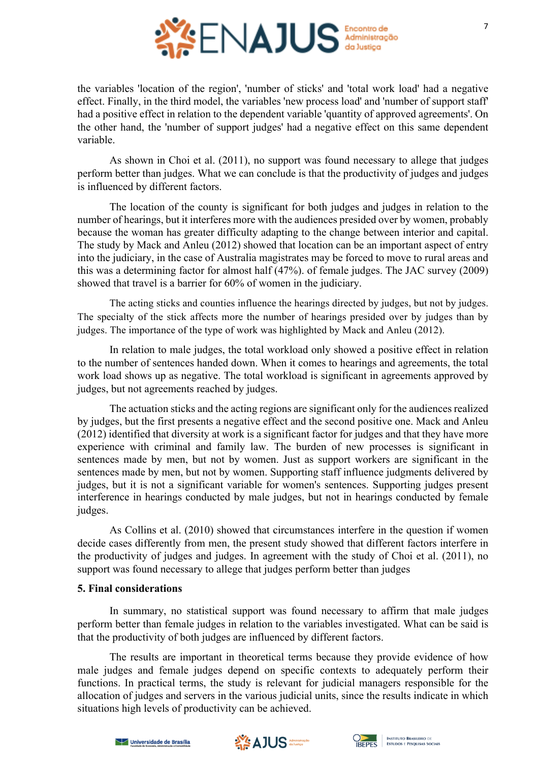the variables 'location of the region', 'number of sticks' and 'total work load' had a negative effect. Finally, in the third model, the variables 'new process load' and 'number of support staff' had a positive effect in relation to the dependent variable 'quantity of approved agreements'. On the other hand, the 'number of support judges' had a negative effect on this same dependent variable.

As shown in Choi et al. (2011), no support was found necessary to allege that judges perform better than judges. What we can conclude is that the productivity of judges and judges is influenced by different factors.

The location of the county is significant for both judges and judges in relation to the number of hearings, but it interferes more with the audiences presided over by women, probably because the woman has greater difficulty adapting to the change between interior and capital. The study by Mack and Anleu (2012) showed that location can be an important aspect of entry into the judiciary, in the case of Australia magistrates may be forced to move to rural areas and this was a determining factor for almost half (47%). of female judges. The JAC survey (2009) showed that travel is a barrier for 60% of women in the judiciary.

The acting sticks and counties influence the hearings directed by judges, but not by judges. The specialty of the stick affects more the number of hearings presided over by judges than by judges. The importance of the type of work was highlighted by Mack and Anleu (2012).

In relation to male judges, the total workload only showed a positive effect in relation to the number of sentences handed down. When it comes to hearings and agreements, the total work load shows up as negative. The total workload is significant in agreements approved by judges, but not agreements reached by judges.

The actuation sticks and the acting regions are significant only for the audiences realized by judges, but the first presents a negative effect and the second positive one. Mack and Anleu (2012) identified that diversity at work is a significant factor for judges and that they have more experience with criminal and family law. The burden of new processes is significant in sentences made by men, but not by women. Just as support workers are significant in the sentences made by men, but not by women. Supporting staff influence judgments delivered by judges, but it is not a significant variable for women's sentences. Supporting judges present interference in hearings conducted by male judges, but not in hearings conducted by female judges.

As Collins et al. (2010) showed that circumstances interfere in the question if women decide cases differently from men, the present study showed that different factors interfere in the productivity of judges and judges. In agreement with the study of Choi et al. (2011), no support was found necessary to allege that judges perform better than judges

## 5. Final considerations

In summary, no statistical support was found necessary to affirm that male judges perform better than female judges in relation to the variables investigated. What can be said is that the productivity of both judges are influenced by different factors.

The results are important in theoretical terms because they provide evidence of how male judges and female judges depend on specific contexts to adequately perform their functions. In practical terms, the study is relevant for judicial managers responsible for the allocation of judges and servers in the various judicial units, since the results indicate in which situations high levels of productivity can be achieved.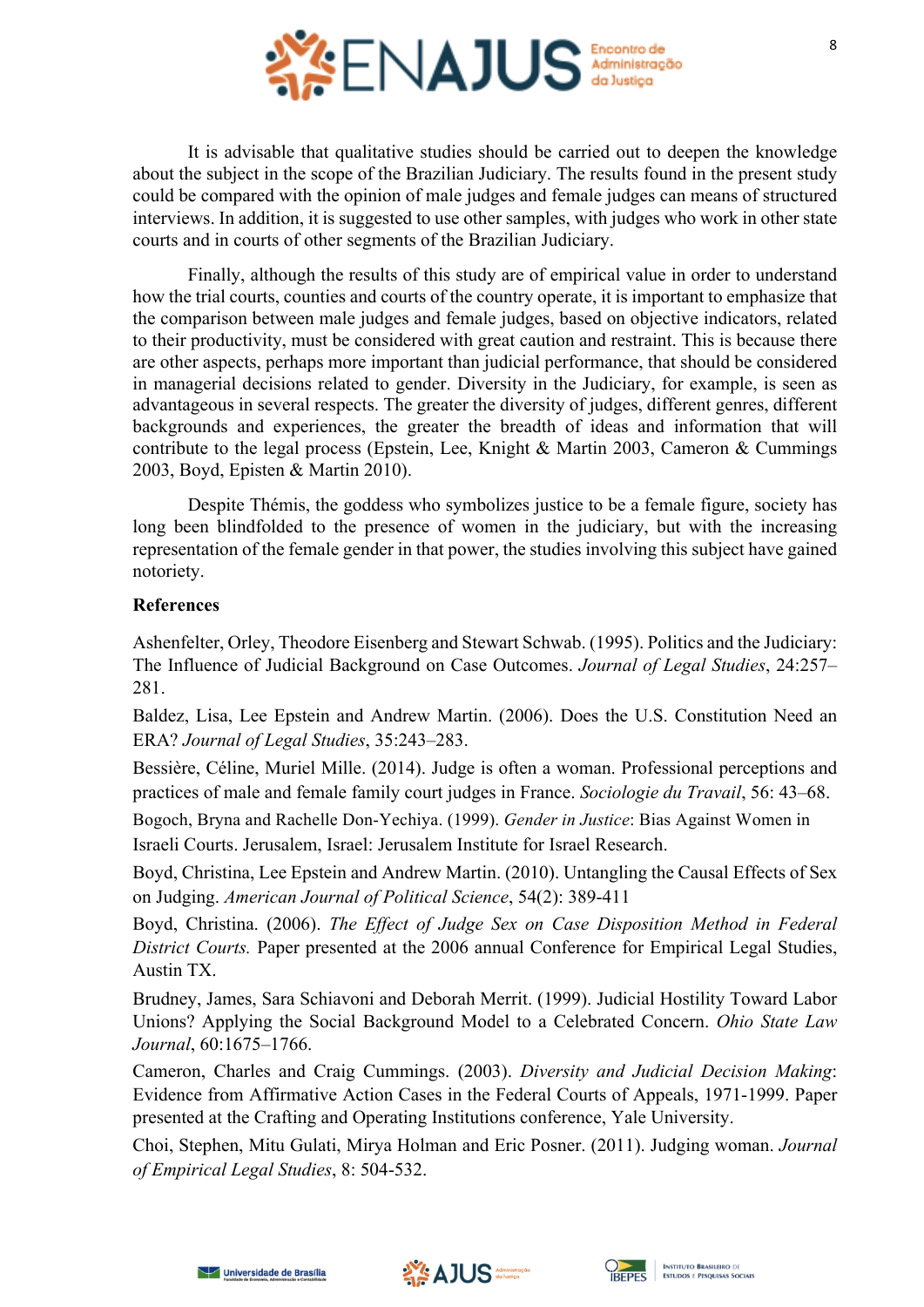It is advisable that qualitative studies should be carried out to deepen the knowledge about the subject in the scope of the Brazilian Judiciary. The results found in the present study could be compared with the opinion of male judges and female judges can means of structured interviews. In addition, it is suggested to use other samples, with judges who work in other state courts and in courts of other segments of the Brazilian Judiciary.

Finally, although the results of this study are of empirical value in order to understand how the trial courts, counties and courts of the country operate, it is important to emphasize that the comparison between male judges and female judges, based on objective indicators, related to their productivity, must be considered with great caution and restraint. This is because there are other aspects, perhaps more important than judicial performance, that should be considered in managerial decisions related to gender. Diversity in the Judiciary, for example, is seen as advantageous in several respects. The greater the diversity of judges, different genres, different backgrounds and experiences, the greater the breadth of ideas and information that will contribute to the legal process (Epstein, Lee, Knight & Martin 2003, Cameron & Cummings 2003, Boyd, Episten & Martin 2010).

Despite Thémis, the goddess who symbolizes justice to be a female figure, society has long been blindfolded to the presence of women in the judiciary, but with the increasing representation of the female gender in that power, the studies involving this subject have gained notoriety.

**References**

Ashenfelter, Orley, Theodore Eisenberg and Stewart Schwab. (1995). Politics and the Judiciary: The Influence of Judicial Background on Case Outcomes. *Journal of Legal Studies*, 24:257–281.

Baldez, Lisa, Lee Epstein and Andrew Martin. (2006). Does the U.S. Constitution Need an ERA? *Journal of Legal Studies*, 35:243–283.

Bessière, Céline, Muriel Mille. (2014). Judge is often a woman. Professional perceptions and practices of male and female family court judges in France. *Sociologie du Travail*, 56: 43–68.

Bogoch, Bryna and Rachelle Don-Yechiya. (1999). *Gender in Justice*: Bias Against Women in Israeli Courts. Jerusalem, Israel: Jerusalem Institute for Israel Research.

Boyd, Christina, Lee Epstein and Andrew Martin. (2010). Untangling the Causal Effects of Sex on Judging. *American Journal of Political Science*, 54(2): 389-411

Boyd, Christina. (2006). *The Effect of Judge Sex on Case Disposition Method in Federal District Courts.* Paper presented at the 2006 annual Conference for Empirical Legal Studies, Austin TX.

Brudney, James, Sara Schiavoni and Deborah Merrit. (1999). Judicial Hostility Toward Labor Unions? Applying the Social Background Model to a Celebrated Concern. *Ohio State Law Journal*, 60:1675–1766.

Cameron, Charles and Craig Cummings. (2003). *Diversity and Judicial Decision Making*: Evidence from Affirmative Action Cases in the Federal Courts of Appeals, 1971-1999. Paper presented at the Crafting and Operating Institutions conference, Yale University.

Choi, Stephen, Mitu Gulati, Mirya Holman and Eric Posner. (2011). Judging woman. *Journal of Empirical Legal Studies*, 8: 504-532.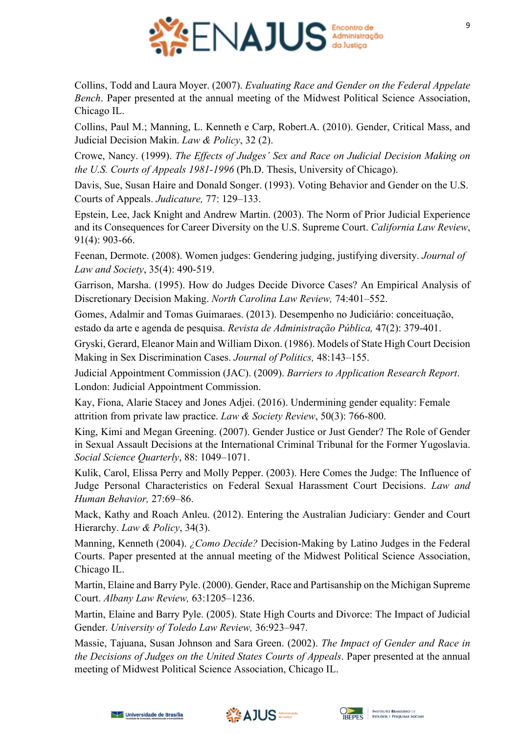Collins, Todd and Laura Moyer. (2007). *Evaluating Race and Gender on the Federal Appelate Bench*. Paper presented at the annual meeting of the Midwest Political Science Association, Chicago IL.

Collins, Paul M.; Manning, L. Kenneth e Carp, Robert.A. (2010). Gender, Critical Mass, and Judicial Decision Makin. *Law & Policy*, 32 (2).

Crowe, Nancy. (1999). *The Effects of Judges' Sex and Race on Judicial Decision Making on the U.S. Courts of Appeals 1981-1996* (Ph.D. Thesis, University of Chicago).

Davis, Sue, Susan Haire and Donald Songer. (1993). Voting Behavior and Gender on the U.S. Courts of Appeals. *Judicature,* 77: 129–133.

Epstein, Lee, Jack Knight and Andrew Martin. (2003). The Norm of Prior Judicial Experience and its Consequences for Career Diversity on the U.S. Supreme Court. *California Law Review*, 91(4): 903-66.

Feenan, Dermote. (2008). Women judges: Gendering judging, justifying diversity. *Journal of Law and Society*, 35(4): 490-519.

Garrison, Marsha. (1995). How do Judges Decide Divorce Cases? An Empirical Analysis of Discretionary Decision Making. *North Carolina Law Review,* 74:401–552.

Gomes, Adalmir and Tomas Guimaraes. (2013). Desempenho no Judiciário: conceituação, estado da arte e agenda de pesquisa. *Revista de Administração Pública,* 47(2): 379-401.

Gryski, Gerard, Eleanor Main and William Dixon. (1986). Models of State High Court Decision Making in Sex Discrimination Cases. *Journal of Politics,* 48:143–155.

Judicial Appointment Commission (JAC). (2009). *Barriers to Application Research Report*. London: Judicial Appointment Commission.

Kay, Fiona, Alarie Stacey and Jones Adjei. (2016). Undermining gender equality: Female attrition from private law practice. *Law & Society Review*, 50(3): 766-800.

King, Kimi and Megan Greening. (2007). Gender Justice or Just Gender? The Role of Gender in Sexual Assault Decisions at the International Criminal Tribunal for the Former Yugoslavia. *Social Science Quarterly*, 88: 1049–1071.

Kulik, Carol, Elissa Perry and Molly Pepper. (2003). Here Comes the Judge: The Influence of Judge Personal Characteristics on Federal Sexual Harassment Court Decisions. *Law and Human Behavior,* 27:69–86.

Mack, Kathy and Roach Anleu. (2012). Entering the Australian Judiciary: Gender and Court Hierarchy. *Law & Policy*, 34(3).

Manning, Kenneth (2004). *¿Como Decide?* Decision-Making by Latino Judges in the Federal Courts. Paper presented at the annual meeting of the Midwest Political Science Association, Chicago IL.

Martin, Elaine and Barry Pyle. (2000). Gender, Race and Partisanship on the Michigan Supreme Court. *Albany Law Review,* 63:1205–1236.

Martin, Elaine and Barry Pyle. (2005). State High Courts and Divorce: The Impact of Judicial Gender. *University of Toledo Law Review,* 36:923–947.

Massie, Tajuana, Susan Johnson and Sara Green. (2002). *The Impact of Gender and Race in the Decisions of Judges on the United States Courts of Appeals*. Paper presented at the annual meeting of Midwest Political Science Association, Chicago IL.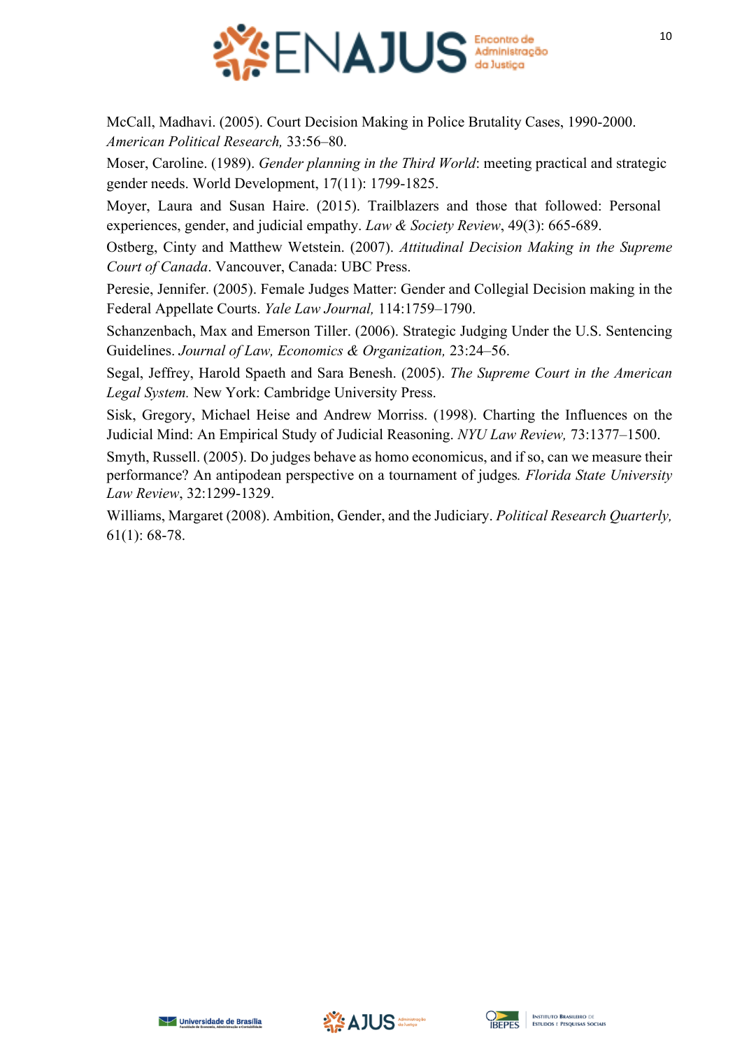McCall, Madhavi. (2005). Court Decision Making in Police Brutality Cases, 1990-2000. *American Political Research,* 33:56–80.

Moser, Caroline. (1989). *Gender planning in the Third World*: meeting practical and strategic gender needs. World Development, 17(11): 1799-1825.

Moyer, Laura and Susan Haire. (2015). Trailblazers and those that followed: Personal experiences, gender, and judicial empathy. *Law & Society Review*, 49(3): 665-689.

Ostberg, Cinty and Matthew Wetstein. (2007). *Attitudinal Decision Making in the Supreme Court of Canada*. Vancouver, Canada: UBC Press.

Peresie, Jennifer. (2005). Female Judges Matter: Gender and Collegial Decision making in the Federal Appellate Courts. *Yale Law Journal,* 114:1759–1790.

Schanzenbach, Max and Emerson Tiller. (2006). Strategic Judging Under the U.S. Sentencing Guidelines. *Journal of Law, Economics & Organization,* 23:24–56.

Segal, Jeffrey, Harold Spaeth and Sara Benesh. (2005). *The Supreme Court in the American Legal System.* New York: Cambridge University Press.

Sisk, Gregory, Michael Heise and Andrew Morriss. (1998). Charting the Influences on the Judicial Mind: An Empirical Study of Judicial Reasoning. *NYU Law Review,* 73:1377–1500.

Smyth, Russell. (2005). Do judges behave as homo economicus, and if so, can we measure their performance? An antipodean perspective on a tournament of judges*.* *Florida State University Law Review*, 32:1299-1329.

Williams, Margaret (2008). Ambition, Gender, and the Judiciary. *Political Research Quarterly,* 61(1): 68-78.